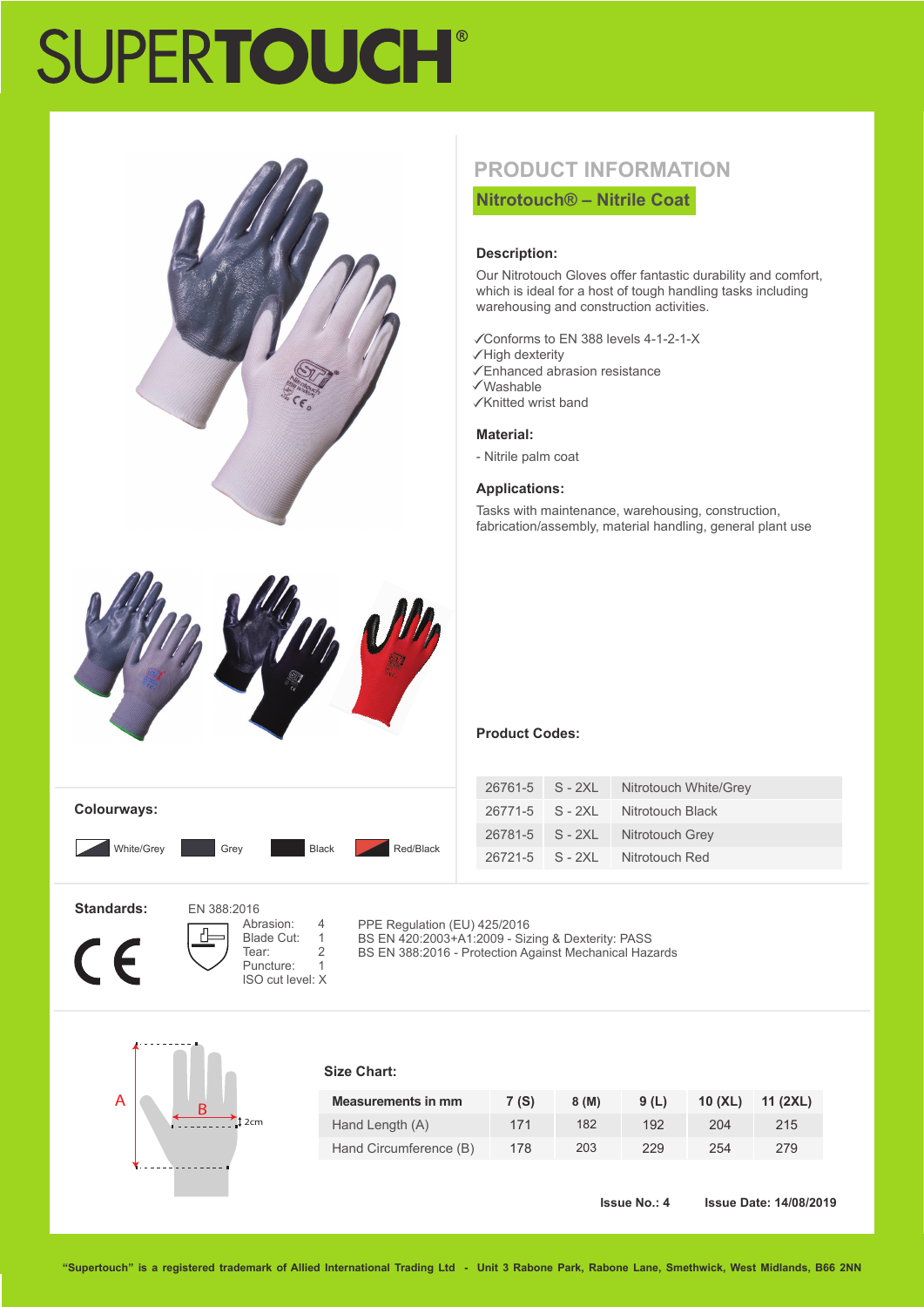# SUPERTOUCH®

## PRODUCT INFORMATION

### Nitrotouch® – Nitrile Coat

**Description:**

Our Nitrotouch Gloves offer fantastic durability and comfort, which is ideal for a host of tough handling tasks including warehousing and construction activities.

✓Conforms to EN 388 levels 4-1-2-1-X
✓High dexterity
✓Enhanced abrasion resistance
✓Washable
✓Knitted wrist band

**Material:**

- Nitrile palm coat

**Applications:**

Tasks with maintenance, warehousing, construction, fabrication/assembly, material handling, general plant use

**Colourways:**

White/Grey, Grey, Black, Red/Black

**Product Codes:**

| | | |
|---|---|---|
| 26761-5 | S - 2XL | Nitrotouch White/Grey |
| 26771-5 | S - 2XL | Nitrotouch Black |
| 26781-5 | S - 2XL | Nitrotouch Grey |
| 26721-5 | S - 2XL | Nitrotouch Red |

**Standards:**

CE

EN 388:2016

| | |
|---|---|
| Abrasion: | 4 |
| Blade Cut: | 1 |
| Tear: | 2 |
| Puncture: | 1 |
| ISO cut level: X | |

PPE Regulation (EU) 425/2016
BS EN 420:2003+A1:2009 - Sizing & Dexterity: PASS
BS EN 388:2016 - Protection Against Mechanical Hazards

A B 2cm

**Size Chart:**

| Measurements in mm | 7 (S) | 8 (M) | 9 (L) | 10 (XL) | 11 (2XL) |
|---|---|---|---|---|---|
| Hand Length (A) | 171 | 182 | 192 | 204 | 215 |
| Hand Circumference (B) | 178 | 203 | 229 | 254 | 279 |

**Issue No.: 4** **Issue Date: 14/08/2019**

"Supertouch" is a registered trademark of Allied International Trading Ltd - Unit 3 Rabone Park, Rabone Lane, Smethwick, West Midlands, B66 2NN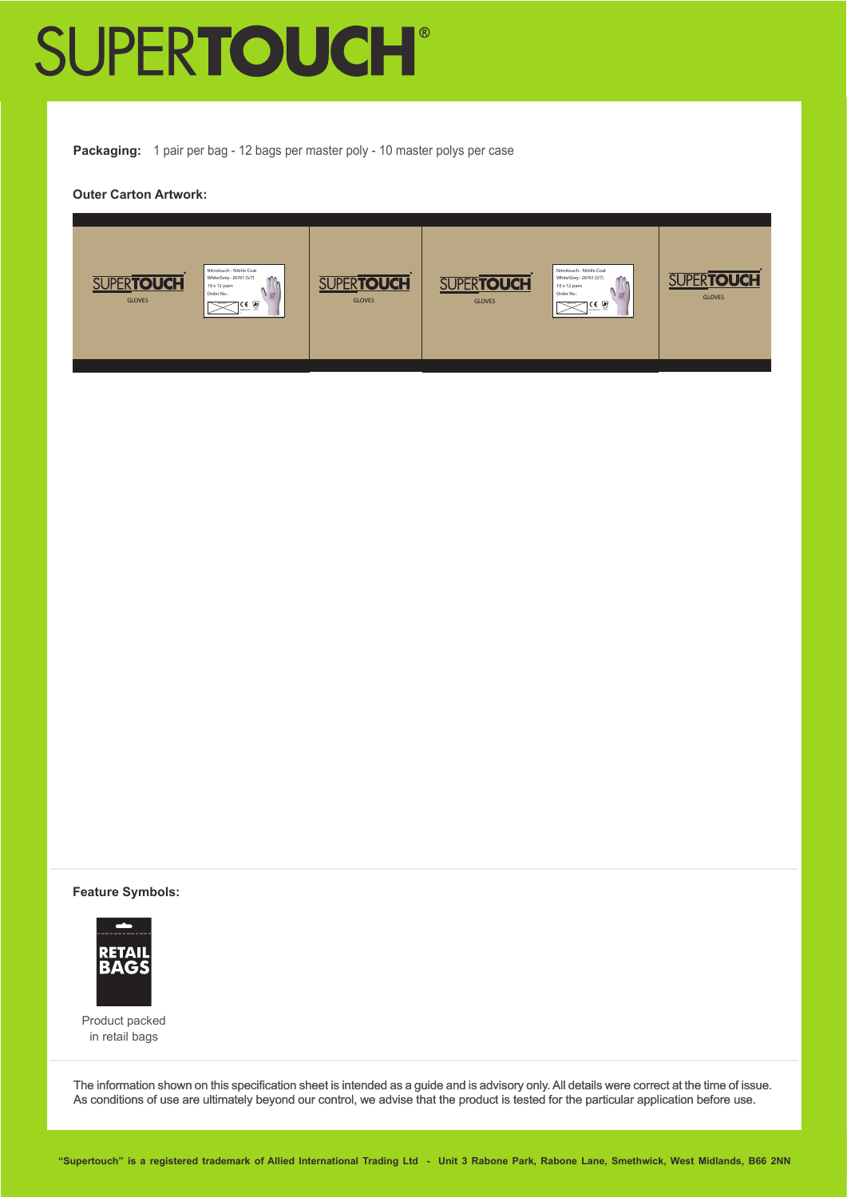# SUPERTOUCH®

**Packaging:** 1 pair per bag - 12 bags per master poly - 10 master polys per case

**Outer Carton Artwork:**

SUPERTOUCH
GLOVES

Nitrotouch - Nitrile Coat
White/Grey - 26761 (S/7)
10 x 12 pairs
Order No.:

SUPERTOUCH
GLOVES

SUPERTOUCH
GLOVES

Nitrotouch - Nitrile Coat
White/Grey - 26761 (S/7)
10 x 12 pairs
Order No.:

SUPERTOUCH
GLOVES

**Feature Symbols:**

RETAIL BAGS

Product packed in retail bags

The information shown on this specification sheet is intended as a guide and is advisory only. All details were correct at the time of issue. As conditions of use are ultimately beyond our control, we advise that the product is tested for the particular application before use.

"Supertouch" is a registered trademark of Allied International Trading Ltd - Unit 3 Rabone Park, Rabone Lane, Smethwick, West Midlands, B66 2NN